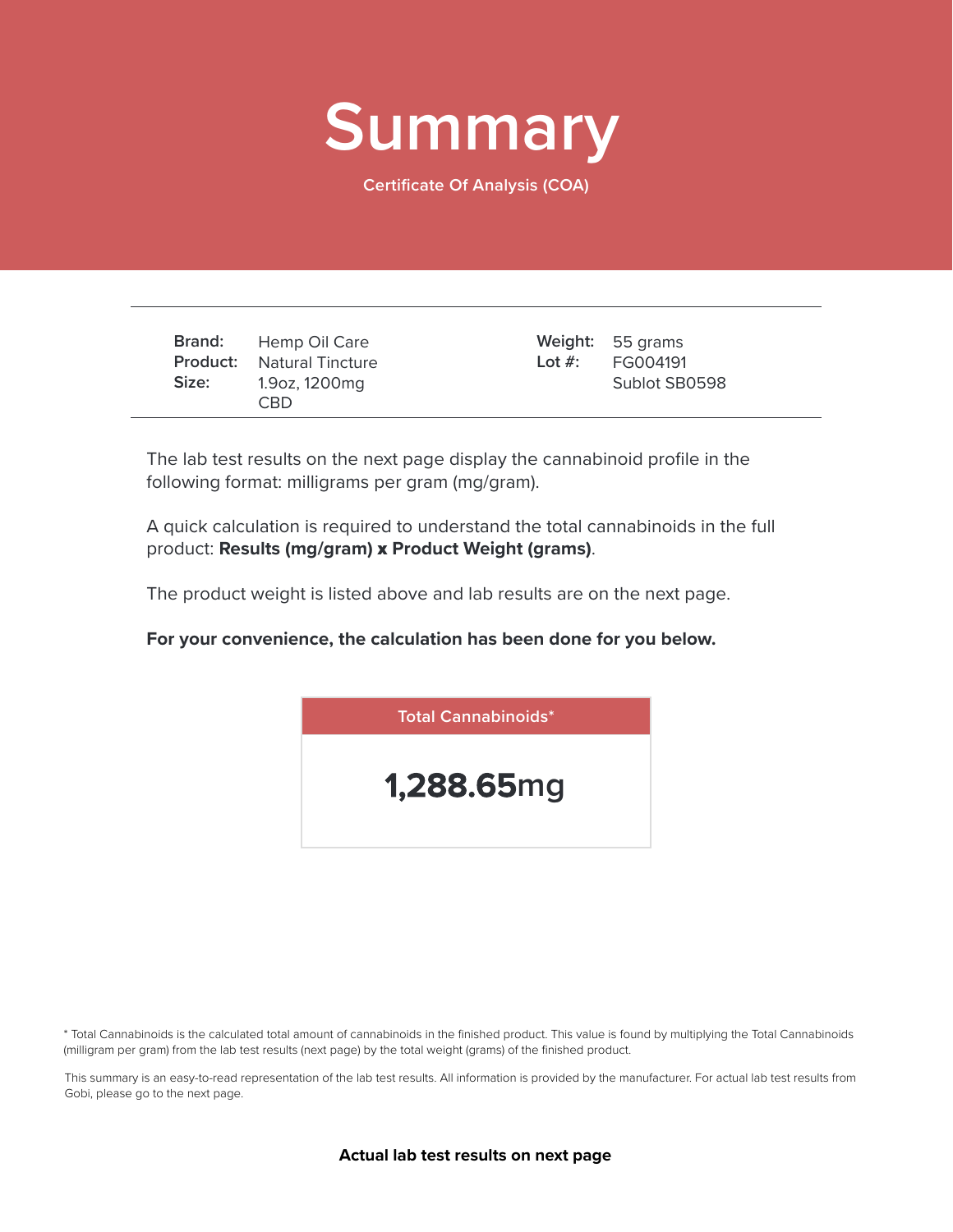# Summary

Certificate Of Analysis (COA)

| | | | |
|---|---|---|---|
| **Brand:** | Hemp Oil Care | **Weight:** | 55 grams |
| **Product:** | Natural Tincture | **Lot #:** | FG004191 |
| **Size:** | 1.9oz, 1200mg CBD | | Sublot SB0598 |

The lab test results on the next page display the cannabinoid profile in the following format: milligrams per gram (mg/gram).

A quick calculation is required to understand the total cannabinoids in the full product: **Results (mg/gram) x Product Weight (grams)**.

The product weight is listed above and lab results are on the next page.

**For your convenience, the calculation has been done for you below.**

| Total Cannabinoids* |
|---|
| **1,288.65**mg |

* Total Cannabinoids is the calculated total amount of cannabinoids in the finished product. This value is found by multiplying the Total Cannabinoids (milligram per gram) from the lab test results (next page) by the total weight (grams) of the finished product.

This summary is an easy-to-read representation of the lab test results. All information is provided by the manufacturer. For actual lab test results from Gobi, please go to the next page.

**Actual lab test results on next page**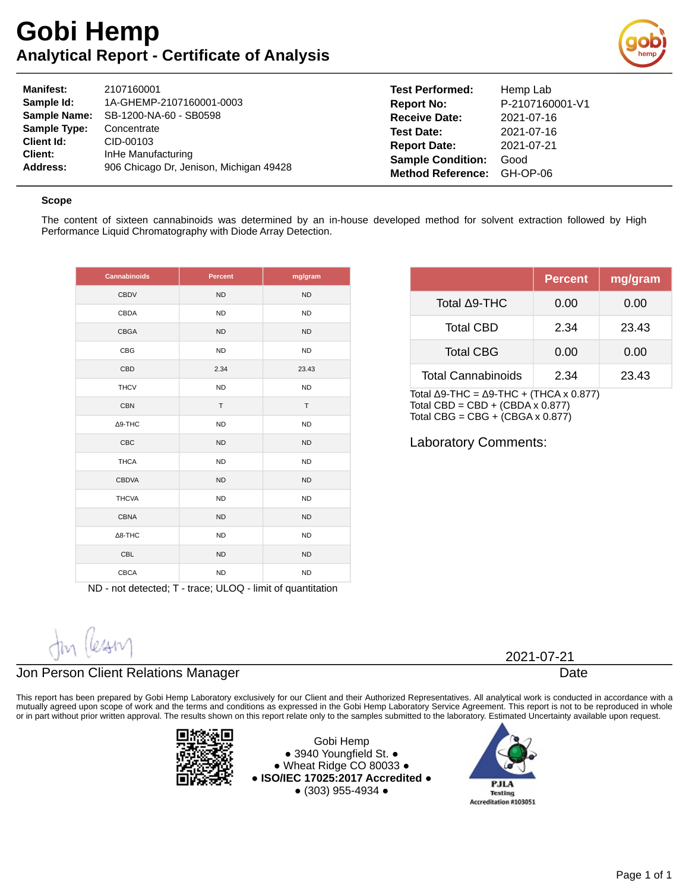# Gobi Hemp

## Analytical Report - Certificate of Analysis

| | | | |
|---|---|---|---|
| **Manifest:** | 2107160001 | **Test Performed:** | Hemp Lab |
| **Sample Id:** | 1A-GHEMP-2107160001-0003 | **Report No:** | P-2107160001-V1 |
| **Sample Name:** | SB-1200-NA-60 - SB0598 | **Receive Date:** | 2021-07-16 |
| **Sample Type:** | Concentrate | **Test Date:** | 2021-07-16 |
| **Client Id:** | CID-00103 | **Report Date:** | 2021-07-21 |
| **Client:** | InHe Manufacturing | **Sample Condition:** | Good |
| **Address:** | 906 Chicago Dr, Jenison, Michigan 49428 | **Method Reference:** | GH-OP-06 |

### Scope

The content of sixteen cannabinoids was determined by an in-house developed method for solvent extraction followed by High Performance Liquid Chromatography with Diode Array Detection.

| Cannabinoids | Percent | mg/gram |
|---|---|---|
| CBDV | ND | ND |
| CBDA | ND | ND |
| CBGA | ND | ND |
| CBG | ND | ND |
| CBD | 2.34 | 23.43 |
| THCV | ND | ND |
| CBN | T | T |
| Δ9-THC | ND | ND |
| CBC | ND | ND |
| THCA | ND | ND |
| CBDVA | ND | ND |
| THCVA | ND | ND |
| CBNA | ND | ND |
| Δ8-THC | ND | ND |
| CBL | ND | ND |
| CBCA | ND | ND |

ND - not detected; T - trace; ULOQ - limit of quantitation

| | Percent | mg/gram |
|---|---|---|
| Total Δ9-THC | 0.00 | 0.00 |
| Total CBD | 2.34 | 23.43 |
| Total CBG | 0.00 | 0.00 |
| Total Cannabinoids | 2.34 | 23.43 |

Total Δ9-THC = Δ9-THC + (THCA x 0.877)
Total CBD = CBD + (CBDA x 0.877)
Total CBG = CBG + (CBGA x 0.877)

Laboratory Comments:

Jon Person Client Relations Manager

2021-07-21
Date

This report has been prepared by Gobi Hemp Laboratory exclusively for our Client and their Authorized Representatives. All analytical work is conducted in accordance with a mutually agreed upon scope of work and the terms and conditions as expressed in the Gobi Hemp Laboratory Service Agreement. This report is not to be reproduced in whole or in part without prior written approval. The results shown on this report relate only to the samples submitted to the laboratory. Estimated Uncertainty available upon request.

Gobi Hemp
● 3940 Youngfield St. ●
● Wheat Ridge CO 80033 ●
● **ISO/IEC 17025:2017 Accredited** ●
● (303) 955-4934 ●

PJLA Testing Accreditation #103051